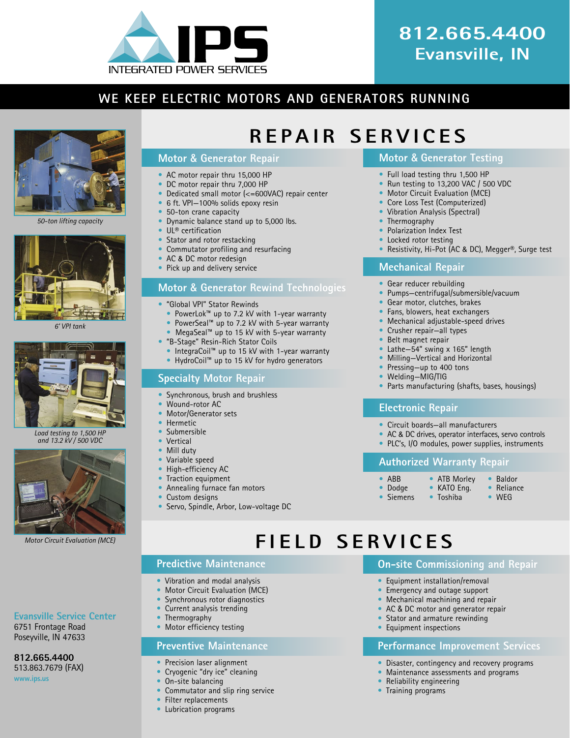# IPS INTEGRATED POWER SERVICES

**812.665.4400**
**Evansville, IN**

## WE KEEP ELECTRIC MOTORS AND GENERATORS RUNNING

*50-ton lifting capacity*

*6' VPI tank*

*Load testing to 1,500 HP and 13.2 kV / 500 VDC*

*Motor Circuit Evaluation (MCE)*

**Evansville Service Center**
6751 Frontage Road
Poseyville, IN 47633

**812.665.4400**
513.863.7679 (FAX)
www.ips.us

# REPAIR SERVICES

### Motor & Generator Repair

- AC motor repair thru 15,000 HP
- DC motor repair thru 7,000 HP
- Dedicated small motor (<=600VAC) repair center
- 6 ft. VPI—100% solids epoxy resin
- 50-ton crane capacity
- Dynamic balance stand up to 5,000 lbs.
- UL® certification
- Stator and rotor restacking
- Commutator profiling and resurfacing
- AC & DC motor redesign
- Pick up and delivery service

### Motor & Generator Rewind Technologies

- "Global VPI" Stator Rewinds
  - PowerLok™ up to 7.2 kV with 1-year warranty
  - PowerSeal™ up to 7.2 kV with 5-year warranty
  - MegaSeal™ up to 15 kV with 5-year warranty
- "B-Stage" Resin-Rich Stator Coils
  - IntegraCoil™ up to 15 kV with 1-year warranty
  - HydroCoil™ up to 15 kV for hydro generators

### Specialty Motor Repair

- Synchronous, brush and brushless
- Wound-rotor AC
- Motor/Generator sets
- Hermetic
- Submersible
- Vertical
- Mill duty
- Variable speed
- High-efficiency AC
- Traction equipment
- Annealing furnace fan motors
- Custom designs
- Servo, Spindle, Arbor, Low-voltage DC

### Motor & Generator Testing

- Full load testing thru 1,500 HP
- Run testing to 13,200 VAC / 500 VDC
- Motor Circuit Evaluation (MCE)
- Core Loss Test (Computerized)
- Vibration Analysis (Spectral)
- Thermography
- Polarization Index Test
- Locked rotor testing
- Resistivity, Hi-Pot (AC & DC), Megger®, Surge test

### Mechanical Repair

- Gear reducer rebuilding
- Pumps—centrifugal/submersible/vacuum
- Gear motor, clutches, brakes
- Fans, blowers, heat exchangers
- Mechanical adjustable-speed drives
- Crusher repair—all types
- Belt magnet repair
- Lathe—54" swing x 165" length
- Milling—Vertical and Horizontal
- Pressing—up to 400 tons
- Welding—MIG/TIG
- Parts manufacturing (shafts, bases, housings)

### Electronic Repair

- Circuit boards—all manufacturers
- AC & DC drives, operator interfaces, servo controls
- PLC's, I/O modules, power supplies, instruments

### Authorized Warranty Repair

- ABB
- Dodge
- Siemens
- ATB Morley
- KATO Eng.
- Toshiba
- Baldor
- Reliance
- WEG

# FIELD SERVICES

### Predictive Maintenance

- Vibration and modal analysis
- Motor Circuit Evaluation (MCE)
- Synchronous rotor diagnostics
- Current analysis trending
- Thermography
- Motor efficiency testing

### Preventive Maintenance

- Precision laser alignment
- Cryogenic "dry ice" cleaning
- On-site balancing
- Commutator and slip ring service
- Filter replacements
- Lubrication programs

### On-site Commissioning and Repair

- Equipment installation/removal
- Emergency and outage support
- Mechanical machining and repair
- AC & DC motor and generator repair
- Stator and armature rewinding
- Equipment inspections

### Performance Improvement Services

- Disaster, contingency and recovery programs
- Maintenance assessments and programs
- Reliability engineering
- Training programs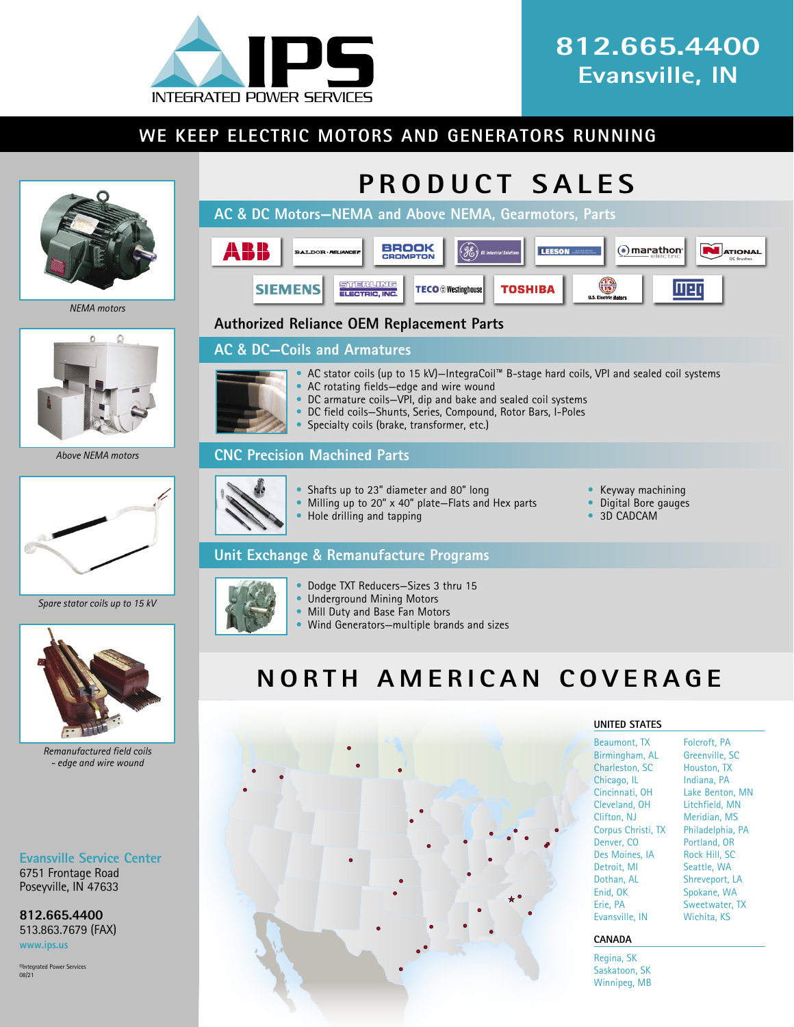IPS INTEGRATED POWER SERVICES

812.665.4400
Evansville, IN

WE KEEP ELECTRIC MOTORS AND GENERATORS RUNNING

# PRODUCT SALES

## AC & DC Motors—NEMA and Above NEMA, Gearmotors, Parts

ABB, BALDOR • RELIANCE, BROOK CROMPTON, GE Industrial Solutions, LEESON, marathon electric, NATIONAL DC Brushes, SIEMENS, STERLING ELECTRIC, INC., TECO Westinghouse, TOSHIBA, U.S. Electric Motors, WEG

### Authorized Reliance OEM Replacement Parts

## AC & DC—Coils and Armatures

- AC stator coils (up to 15 kV)—IntegraCoil™ B-stage hard coils, VPI and sealed coil systems
- AC rotating fields—edge and wire wound
- DC armature coils—VPI, dip and bake and sealed coil systems
- DC field coils—Shunts, Series, Compound, Rotor Bars, I-Poles
- Specialty coils (brake, transformer, etc.)

## CNC Precision Machined Parts

- Shafts up to 23" diameter and 80" long
- Milling up to 20" x 40" plate—Flats and Hex parts
- Hole drilling and tapping
- Keyway machining
- Digital Bore gauges
- 3D CADCAM

## Unit Exchange & Remanufacture Programs

- Dodge TXT Reducers—Sizes 3 thru 15
- Underground Mining Motors
- Mill Duty and Base Fan Motors
- Wind Generators—multiple brands and sizes

*NEMA motors*

*Above NEMA motors*

*Spare stator coils up to 15 kV*

*Remanufactured field coils - edge and wire wound*

# NORTH AMERICAN COVERAGE

### UNITED STATES

Beaumont, TX
Birmingham, AL
Charleston, SC
Chicago, IL
Cincinnati, OH
Cleveland, OH
Clifton, NJ
Corpus Christi, TX
Denver, CO
Des Moines, IA
Detroit, MI
Dothan, AL
Enid, OK
Erie, PA
Evansville, IN
Folcroft, PA
Greenville, SC
Houston, TX
Indiana, PA
Lake Benton, MN
Litchfield, MN
Meridian, MS
Philadelphia, PA
Portland, OR
Rock Hill, SC
Seattle, WA
Shreveport, LA
Spokane, WA
Sweetwater, TX
Wichita, KS

### CANADA

Regina, SK
Saskatoon, SK
Winnipeg, MB

**Evansville Service Center**
6751 Frontage Road
Poseyville, IN 47633

**812.665.4400**
513.863.7679 (FAX)
www.ips.us

©Integrated Power Services
08/21